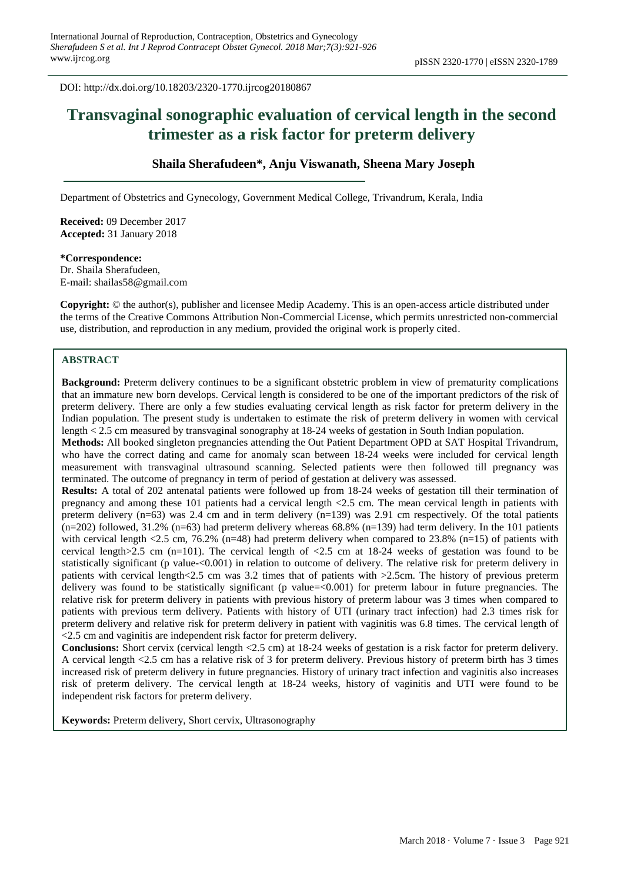DOI: http://dx.doi.org/10.18203/2320-1770.ijrcog20180867

# Transvaginal sonographic evaluation of cervical length in the second trimester as a risk factor for preterm delivery

**Shaila Sherafudeen\*, Anju Viswanath, Sheena Mary Joseph**

Department of Obstetrics and Gynecology, Government Medical College, Trivandrum, Kerala, India

**Received:** 09 December 2017
**Accepted:** 31 January 2018

**\*Correspondence:**
Dr. Shaila Sherafudeen,
E-mail: shailas58@gmail.com

**Copyright:** © the author(s), publisher and licensee Medip Academy. This is an open-access article distributed under the terms of the Creative Commons Attribution Non-Commercial License, which permits unrestricted non-commercial use, distribution, and reproduction in any medium, provided the original work is properly cited.

## ABSTRACT

**Background:** Preterm delivery continues to be a significant obstetric problem in view of prematurity complications that an immature new born develops. Cervical length is considered to be one of the important predictors of the risk of preterm delivery. There are only a few studies evaluating cervical length as risk factor for preterm delivery in the Indian population. The present study is undertaken to estimate the risk of preterm delivery in women with cervical length < 2.5 cm measured by transvaginal sonography at 18-24 weeks of gestation in South Indian population.

**Methods:** All booked singleton pregnancies attending the Out Patient Department OPD at SAT Hospital Trivandrum, who have the correct dating and came for anomaly scan between 18-24 weeks were included for cervical length measurement with transvaginal ultrasound scanning. Selected patients were then followed till pregnancy was terminated. The outcome of pregnancy in term of period of gestation at delivery was assessed.

**Results:** A total of 202 antenatal patients were followed up from 18-24 weeks of gestation till their termination of pregnancy and among these 101 patients had a cervical length <2.5 cm. The mean cervical length in patients with preterm delivery (n=63) was 2.4 cm and in term delivery (n=139) was 2.91 cm respectively. Of the total patients (n=202) followed, 31.2% (n=63) had preterm delivery whereas 68.8% (n=139) had term delivery. In the 101 patients with cervical length <2.5 cm, 76.2% (n=48) had preterm delivery when compared to 23.8% (n=15) of patients with cervical length>2.5 cm (n=101). The cervical length of <2.5 cm at 18-24 weeks of gestation was found to be statistically significant (p value-<0.001) in relation to outcome of delivery. The relative risk for preterm delivery in patients with cervical length<2.5 cm was 3.2 times that of patients with >2.5cm. The history of previous preterm delivery was found to be statistically significant (p value=<0.001) for preterm labour in future pregnancies. The relative risk for preterm delivery in patients with previous history of preterm labour was 3 times when compared to patients with previous term delivery. Patients with history of UTI (urinary tract infection) had 2.3 times risk for preterm delivery and relative risk for preterm delivery in patient with vaginitis was 6.8 times. The cervical length of <2.5 cm and vaginitis are independent risk factor for preterm delivery.

**Conclusions:** Short cervix (cervical length <2.5 cm) at 18-24 weeks of gestation is a risk factor for preterm delivery. A cervical length <2.5 cm has a relative risk of 3 for preterm delivery. Previous history of preterm birth has 3 times increased risk of preterm delivery in future pregnancies. History of urinary tract infection and vaginitis also increases risk of preterm delivery. The cervical length at 18-24 weeks, history of vaginitis and UTI were found to be independent risk factors for preterm delivery.

**Keywords:** Preterm delivery, Short cervix, Ultrasonography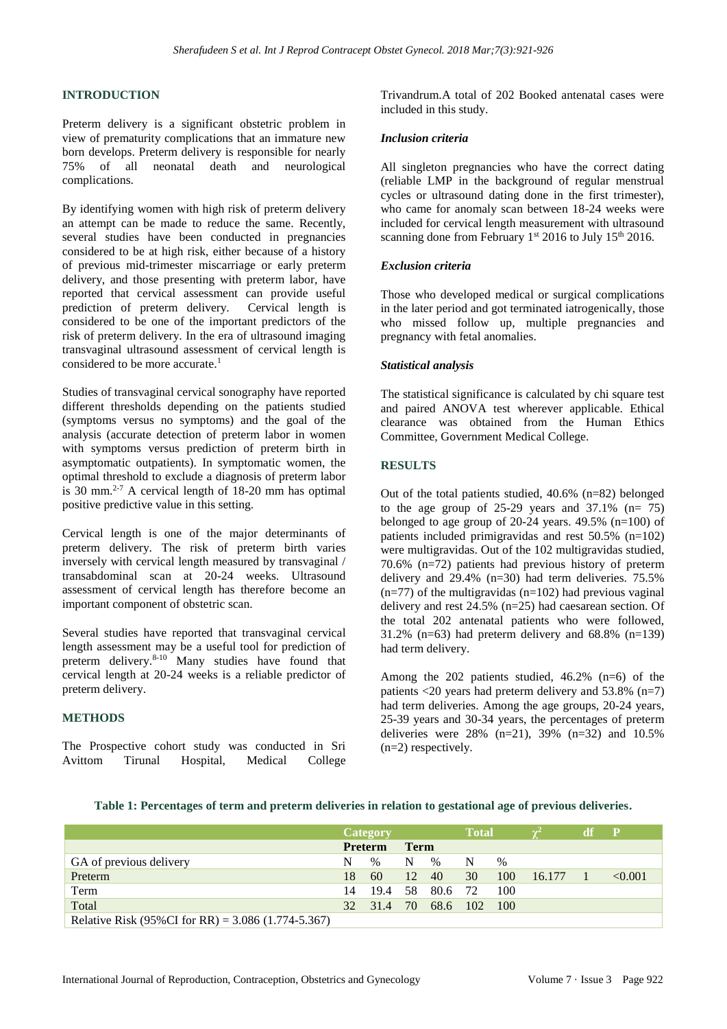## INTRODUCTION

Preterm delivery is a significant obstetric problem in view of prematurity complications that an immature new born develops. Preterm delivery is responsible for nearly 75% of all neonatal death and neurological complications.

By identifying women with high risk of preterm delivery an attempt can be made to reduce the same. Recently, several studies have been conducted in pregnancies considered to be at high risk, either because of a history of previous mid-trimester miscarriage or early preterm delivery, and those presenting with preterm labor, have reported that cervical assessment can provide useful prediction of preterm delivery. Cervical length is considered to be one of the important predictors of the risk of preterm delivery. In the era of ultrasound imaging transvaginal ultrasound assessment of cervical length is considered to be more accurate.[1]

Studies of transvaginal cervical sonography have reported different thresholds depending on the patients studied (symptoms versus no symptoms) and the goal of the analysis (accurate detection of preterm labor in women with symptoms versus prediction of preterm birth in asymptomatic outpatients). In symptomatic women, the optimal threshold to exclude a diagnosis of preterm labor is 30 mm.[2-7] A cervical length of 18-20 mm has optimal positive predictive value in this setting.

Cervical length is one of the major determinants of preterm delivery. The risk of preterm birth varies inversely with cervical length measured by transvaginal / transabdominal scan at 20-24 weeks. Ultrasound assessment of cervical length has therefore become an important component of obstetric scan.

Several studies have reported that transvaginal cervical length assessment may be a useful tool for prediction of preterm delivery.[8-10] Many studies have found that cervical length at 20-24 weeks is a reliable predictor of preterm delivery.

## METHODS

The Prospective cohort study was conducted in Sri Avittom Tirunal Hospital, Medical College Trivandrum.A total of 202 Booked antenatal cases were included in this study.

### *Inclusion criteria*

All singleton pregnancies who have the correct dating (reliable LMP in the background of regular menstrual cycles or ultrasound dating done in the first trimester), who came for anomaly scan between 18-24 weeks were included for cervical length measurement with ultrasound scanning done from February 1st 2016 to July 15th 2016.

### *Exclusion criteria*

Those who developed medical or surgical complications in the later period and got terminated iatrogenically, those who missed follow up, multiple pregnancies and pregnancy with fetal anomalies.

### *Statistical analysis*

The statistical significance is calculated by chi square test and paired ANOVA test wherever applicable. Ethical clearance was obtained from the Human Ethics Committee, Government Medical College.

## RESULTS

Out of the total patients studied, 40.6% (n=82) belonged to the age group of 25-29 years and 37.1% (n= 75) belonged to age group of 20-24 years. 49.5% (n=100) of patients included primigravidas and rest 50.5% (n=102) were multigravidas. Out of the 102 multigravidas studied, 70.6% (n=72) patients had previous history of preterm delivery and 29.4% (n=30) had term deliveries. 75.5% (n=77) of the multigravidas (n=102) had previous vaginal delivery and rest 24.5% (n=25) had caesarean section. Of the total 202 antenatal patients who were followed, 31.2% (n=63) had preterm delivery and 68.8% (n=139) had term delivery.

Among the 202 patients studied, 46.2% (n=6) of the patients <20 years had preterm delivery and 53.8% (n=7) had term deliveries. Among the age groups, 20-24 years, 25-39 years and 30-34 years, the percentages of preterm deliveries were 28% (n=21), 39% (n=32) and 10.5% (n=2) respectively.

**Table 1: Percentages of term and preterm deliveries in relation to gestational age of previous deliveries.**

| | Category | | | | Total | | $\chi^2$ | df | P |
|---|---|---|---|---|---|---|---|---|---|
| | Preterm | | Term | | | | | | |
| GA of previous delivery | N | % | N | % | N | % | | | |
| Preterm | 18 | 60 | 12 | 40 | 30 | 100 | 16.177 | 1 | <0.001 |
| Term | 14 | 19.4 | 58 | 80.6 | 72 | 100 | | | |
| Total | 32 | 31.4 | 70 | 68.6 | 102 | 100 | | | |
| Relative Risk (95%CI for RR) = 3.086 (1.774-5.367) | | | | | | | | | |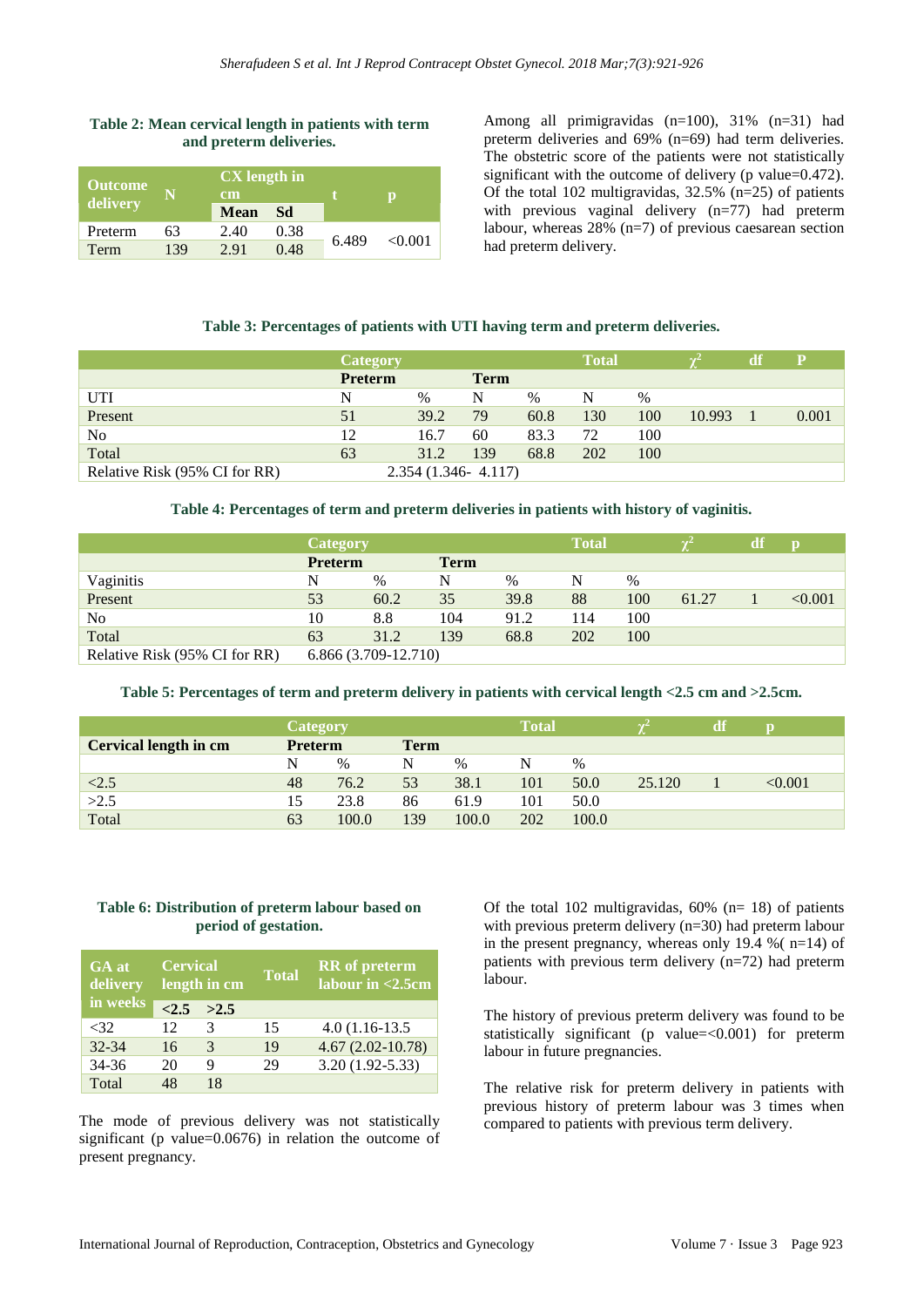**Table 2: Mean cervical length in patients with term and preterm deliveries.**

| Outcome delivery | N | CX length in cm | | t | p |
|---|---|---|---|---|---|
| | | Mean | Sd | | |
| Preterm | 63 | 2.40 | 0.38 | 6.489 | <0.001 |
| Term | 139 | 2.91 | 0.48 | | |

Among all primigravidas (n=100), 31% (n=31) had preterm deliveries and 69% (n=69) had term deliveries. The obstetric score of the patients were not statistically significant with the outcome of delivery (p value=0.472). Of the total 102 multigravidas, 32.5% (n=25) of patients with previous vaginal delivery (n=77) had preterm labour, whereas 28% (n=7) of previous caesarean section had preterm delivery.

**Table 3: Percentages of patients with UTI having term and preterm deliveries.**

| | Category | | | | Total | | $\chi^2$ | df | P |
|---|---|---|---|---|---|---|---|---|---|
| | Preterm | | Term | | | | | | |
| UTI | N | % | N | % | N | % | | | |
| Present | 51 | 39.2 | 79 | 60.8 | 130 | 100 | 10.993 | 1 | 0.001 |
| No | 12 | 16.7 | 60 | 83.3 | 72 | 100 | | | |
| Total | 63 | 31.2 | 139 | 68.8 | 202 | 100 | | | |
| Relative Risk (95% CI for RR) | 2.354 (1.346- 4.117) | | | | | | | | |

**Table 4: Percentages of term and preterm deliveries in patients with history of vaginitis.**

| | Category | | | | Total | | $\chi^2$ | df | p |
|---|---|---|---|---|---|---|---|---|---|
| | Preterm | | Term | | | | | | |
| Vaginitis | N | % | N | % | N | % | | | |
| Present | 53 | 60.2 | 35 | 39.8 | 88 | 100 | 61.27 | 1 | <0.001 |
| No | 10 | 8.8 | 104 | 91.2 | 114 | 100 | | | |
| Total | 63 | 31.2 | 139 | 68.8 | 202 | 100 | | | |
| Relative Risk (95% CI for RR) | 6.866 (3.709-12.710) | | | | | | | | |

**Table 5: Percentages of term and preterm delivery in patients with cervical length <2.5 cm and >2.5cm.**

| | Category | | | | Total | | $\chi^2$ | df | p |
|---|---|---|---|---|---|---|---|---|---|
| Cervical length in cm | Preterm | | Term | | | | | | |
| | N | % | N | % | N | % | | | |
| <2.5 | 48 | 76.2 | 53 | 38.1 | 101 | 50.0 | 25.120 | 1 | <0.001 |
| >2.5 | 15 | 23.8 | 86 | 61.9 | 101 | 50.0 | | | |
| Total | 63 | 100.0 | 139 | 100.0 | 202 | 100.0 | | | |

**Table 6: Distribution of preterm labour based on period of gestation.**

| GA at delivery in weeks | Cervical length in cm | | Total | RR of preterm labour in <2.5cm |
|---|---|---|---|---|
| | <2.5 | >2.5 | | |
| <32 | 12 | 3 | 15 | 4.0 (1.16-13.5 |
| 32-34 | 16 | 3 | 19 | 4.67 (2.02-10.78) |
| 34-36 | 20 | 9 | 29 | 3.20 (1.92-5.33) |
| Total | 48 | 18 | | |

The mode of previous delivery was not statistically significant (p value=0.0676) in relation the outcome of present pregnancy.

Of the total 102 multigravidas, 60% (n= 18) of patients with previous preterm delivery (n=30) had preterm labour in the present pregnancy, whereas only 19.4 %( n=14) of patients with previous term delivery (n=72) had preterm labour.

The history of previous preterm delivery was found to be statistically significant (p value=<0.001) for preterm labour in future pregnancies.

The relative risk for preterm delivery in patients with previous history of preterm labour was 3 times when compared to patients with previous term delivery.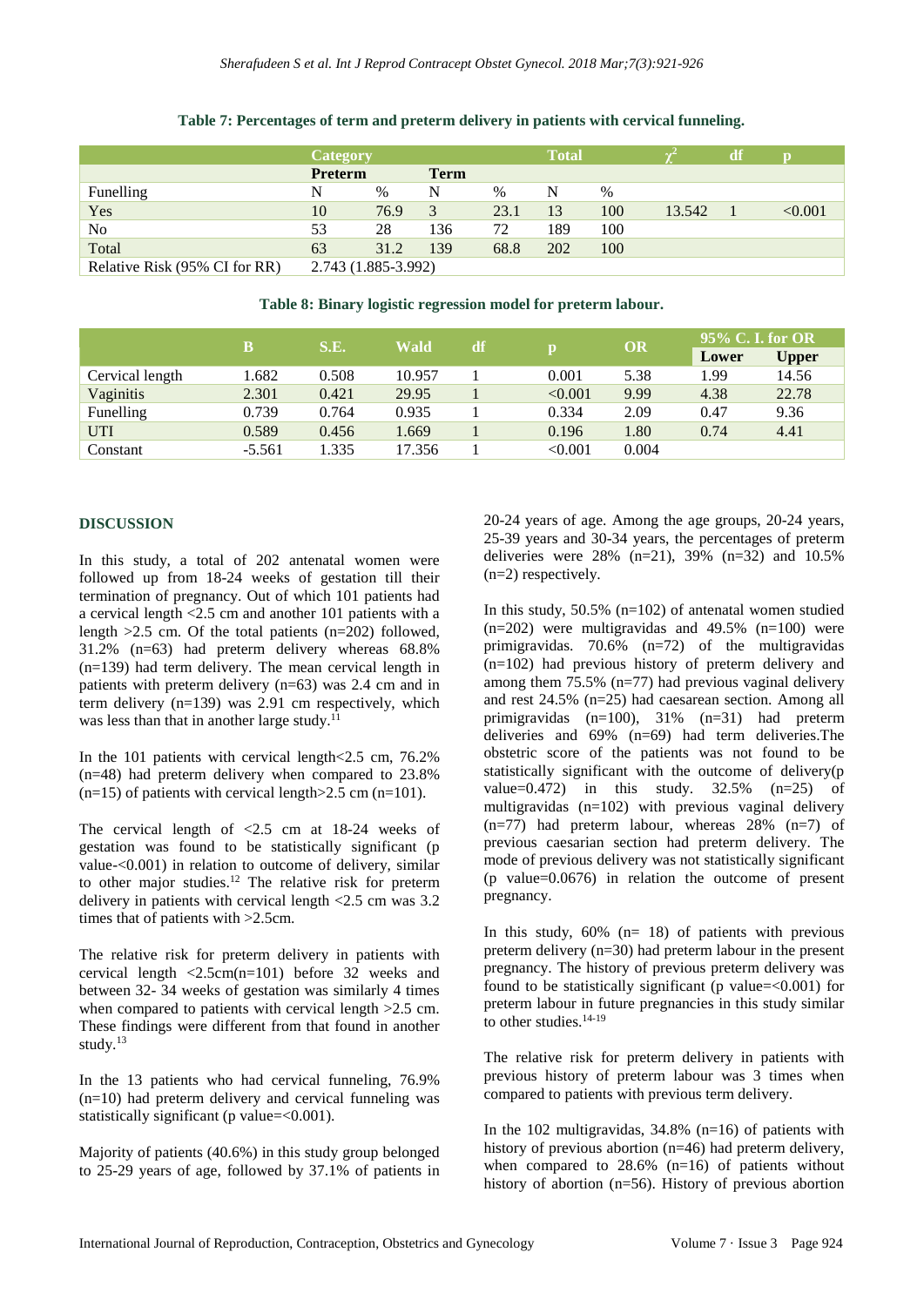**Table 7: Percentages of term and preterm delivery in patients with cervical funneling.**

| | Category | | | | Total | | $\chi^2$ | df | p |
|---|---|---|---|---|---|---|---|---|---|
| | Preterm | | Term | | | | | | |
| Funelling | N | % | N | % | N | % | | | |
| Yes | 10 | 76.9 | 3 | 23.1 | 13 | 100 | 13.542 | 1 | <0.001 |
| No | 53 | 28 | 136 | 72 | 189 | 100 | | | |
| Total | 63 | 31.2 | 139 | 68.8 | 202 | 100 | | | |
| Relative Risk (95% CI for RR) | 2.743 (1.885-3.992) | | | | | | | | |

**Table 8: Binary logistic regression model for preterm labour.**

| | B | S.E. | Wald | df | p | OR | 95% C. I. for OR | |
|---|---|---|---|---|---|---|---|---|
| | | | | | | | Lower | Upper |
| Cervical length | 1.682 | 0.508 | 10.957 | 1 | 0.001 | 5.38 | 1.99 | 14.56 |
| Vaginitis | 2.301 | 0.421 | 29.95 | 1 | <0.001 | 9.99 | 4.38 | 22.78 |
| Funelling | 0.739 | 0.764 | 0.935 | 1 | 0.334 | 2.09 | 0.47 | 9.36 |
| UTI | 0.589 | 0.456 | 1.669 | 1 | 0.196 | 1.80 | 0.74 | 4.41 |
| Constant | -5.561 | 1.335 | 17.356 | 1 | <0.001 | 0.004 | | |

## DISCUSSION

In this study, a total of 202 antenatal women were followed up from 18-24 weeks of gestation till their termination of pregnancy. Out of which 101 patients had a cervical length <2.5 cm and another 101 patients with a length >2.5 cm. Of the total patients (n=202) followed, 31.2% (n=63) had preterm delivery whereas 68.8% (n=139) had term delivery. The mean cervical length in patients with preterm delivery (n=63) was 2.4 cm and in term delivery (n=139) was 2.91 cm respectively, which was less than that in another large study.[11]

In the 101 patients with cervical length<2.5 cm, 76.2% (n=48) had preterm delivery when compared to 23.8% (n=15) of patients with cervical length>2.5 cm (n=101).

The cervical length of <2.5 cm at 18-24 weeks of gestation was found to be statistically significant (p value-<0.001) in relation to outcome of delivery, similar to other major studies.[12] The relative risk for preterm delivery in patients with cervical length <2.5 cm was 3.2 times that of patients with >2.5cm.

The relative risk for preterm delivery in patients with cervical length <2.5cm(n=101) before 32 weeks and between 32- 34 weeks of gestation was similarly 4 times when compared to patients with cervical length >2.5 cm. These findings were different from that found in another study.[13]

In the 13 patients who had cervical funneling, 76.9% (n=10) had preterm delivery and cervical funneling was statistically significant (p value=<0.001).

Majority of patients (40.6%) in this study group belonged to 25-29 years of age, followed by 37.1% of patients in 20-24 years of age. Among the age groups, 20-24 years, 25-39 years and 30-34 years, the percentages of preterm deliveries were 28% (n=21), 39% (n=32) and 10.5% (n=2) respectively.

In this study, 50.5% (n=102) of antenatal women studied (n=202) were multigravidas and 49.5% (n=100) were primigravidas. 70.6% (n=72) of the multigravidas (n=102) had previous history of preterm delivery and among them 75.5% (n=77) had previous vaginal delivery and rest 24.5% (n=25) had caesarean section. Among all primigravidas (n=100), 31% (n=31) had preterm deliveries and 69% (n=69) had term deliveries.The obstetric score of the patients was not found to be statistically significant with the outcome of delivery(p value=0.472) in this study. 32.5% (n=25) of multigravidas (n=102) with previous vaginal delivery (n=77) had preterm labour, whereas 28% (n=7) of previous caesarian section had preterm delivery. The mode of previous delivery was not statistically significant (p value=0.0676) in relation the outcome of present pregnancy.

In this study, 60% (n= 18) of patients with previous preterm delivery (n=30) had preterm labour in the present pregnancy. The history of previous preterm delivery was found to be statistically significant (p value=<0.001) for preterm labour in future pregnancies in this study similar to other studies.[14-19]

The relative risk for preterm delivery in patients with previous history of preterm labour was 3 times when compared to patients with previous term delivery.

In the 102 multigravidas, 34.8% (n=16) of patients with history of previous abortion (n=46) had preterm delivery, when compared to 28.6% (n=16) of patients without history of abortion (n=56). History of previous abortion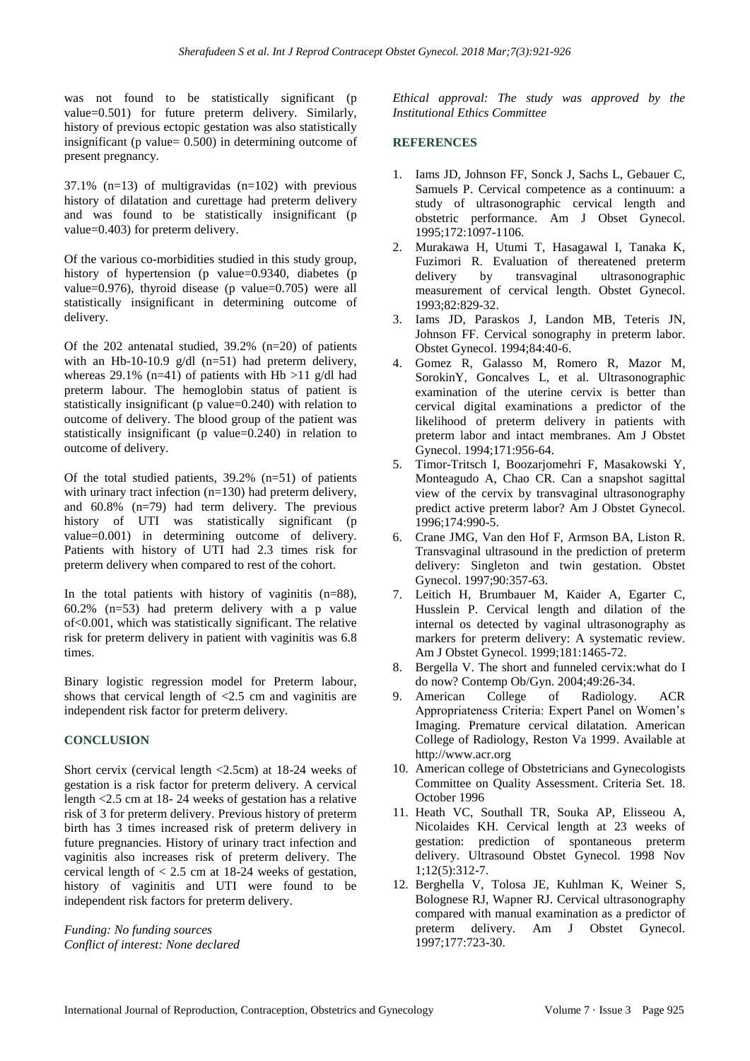was not found to be statistically significant (p value=0.501) for future preterm delivery. Similarly, history of previous ectopic gestation was also statistically insignificant (p value= 0.500) in determining outcome of present pregnancy.

37.1% (n=13) of multigravidas (n=102) with previous history of dilatation and curettage had preterm delivery and was found to be statistically insignificant (p value=0.403) for preterm delivery.

Of the various co-morbidities studied in this study group, history of hypertension (p value=0.9340, diabetes (p value=0.976), thyroid disease (p value=0.705) were all statistically insignificant in determining outcome of delivery.

Of the 202 antenatal studied, 39.2% (n=20) of patients with an Hb-10-10.9 g/dl (n=51) had preterm delivery, whereas 29.1% (n=41) of patients with Hb >11 g/dl had preterm labour. The hemoglobin status of patient is statistically insignificant (p value=0.240) with relation to outcome of delivery. The blood group of the patient was statistically insignificant (p value=0.240) in relation to outcome of delivery.

Of the total studied patients, 39.2% (n=51) of patients with urinary tract infection (n=130) had preterm delivery, and 60.8% (n=79) had term delivery. The previous history of UTI was statistically significant (p value=0.001) in determining outcome of delivery. Patients with history of UTI had 2.3 times risk for preterm delivery when compared to rest of the cohort.

In the total patients with history of vaginitis (n=88), 60.2% (n=53) had preterm delivery with a p value of<0.001, which was statistically significant. The relative risk for preterm delivery in patient with vaginitis was 6.8 times.

Binary logistic regression model for Preterm labour, shows that cervical length of <2.5 cm and vaginitis are independent risk factor for preterm delivery.

## CONCLUSION

Short cervix (cervical length <2.5cm) at 18-24 weeks of gestation is a risk factor for preterm delivery. A cervical length <2.5 cm at 18- 24 weeks of gestation has a relative risk of 3 for preterm delivery. Previous history of preterm birth has 3 times increased risk of preterm delivery in future pregnancies. History of urinary tract infection and vaginitis also increases risk of preterm delivery. The cervical length of < 2.5 cm at 18-24 weeks of gestation, history of vaginitis and UTI were found to be independent risk factors for preterm delivery.

*Funding: No funding sources*
*Conflict of interest: None declared*
*Ethical approval: The study was approved by the Institutional Ethics Committee*

## REFERENCES

1. Iams JD, Johnson FF, Sonck J, Sachs L, Gebauer C, Samuels P. Cervical competence as a continuum: a study of ultrasonographic cervical length and obstetric performance. Am J Obset Gynecol. 1995;172:1097-1106.
2. Murakawa H, Utumi T, Hasagawal I, Tanaka K, Fuzimori R. Evaluation of thereatened preterm delivery by transvaginal ultrasonographic measurement of cervical length. Obstet Gynecol. 1993;82:829-32.
3. Iams JD, Paraskos J, Landon MB, Teteris JN, Johnson FF. Cervical sonography in preterm labor. Obstet Gynecol. 1994;84:40-6.
4. Gomez R, Galasso M, Romero R, Mazor M, SorokinY, Goncalves L, et al. Ultrasonographic examination of the uterine cervix is better than cervical digital examinations a predictor of the likelihood of preterm delivery in patients with preterm labor and intact membranes. Am J Obstet Gynecol. 1994;171:956-64.
5. Timor-Tritsch I, Boozarjomehri F, Masakowski Y, Monteagudo A, Chao CR. Can a snapshot sagittal view of the cervix by transvaginal ultrasonography predict active preterm labor? Am J Obstet Gynecol. 1996;174:990-5.
6. Crane JMG, Van den Hof F, Armson BA, Liston R. Transvaginal ultrasound in the prediction of preterm delivery: Singleton and twin gestation. Obstet Gynecol. 1997;90:357-63.
7. Leitich H, Brumbauer M, Kaider A, Egarter C, Husslein P. Cervical length and dilation of the internal os detected by vaginal ultrasonography as markers for preterm delivery: A systematic review. Am J Obstet Gynecol. 1999;181:1465-72.
8. Bergella V. The short and funneled cervix:what do I do now? Contemp Ob/Gyn. 2004;49:26-34.
9. American College of Radiology. ACR Appropriateness Criteria: Expert Panel on Women's Imaging. Premature cervical dilatation. American College of Radiology, Reston Va 1999. Available at http://www.acr.org
10. American college of Obstetricians and Gynecologists Committee on Quality Assessment. Criteria Set. 18. October 1996
11. Heath VC, Southall TR, Souka AP, Elisseou A, Nicolaides KH. Cervical length at 23 weeks of gestation: prediction of spontaneous preterm delivery. Ultrasound Obstet Gynecol. 1998 Nov 1;12(5):312-7.
12. Berghella V, Tolosa JE, Kuhlman K, Weiner S, Bolognese RJ, Wapner RJ. Cervical ultrasonography compared with manual examination as a predictor of preterm delivery. Am J Obstet Gynecol. 1997;177:723-30.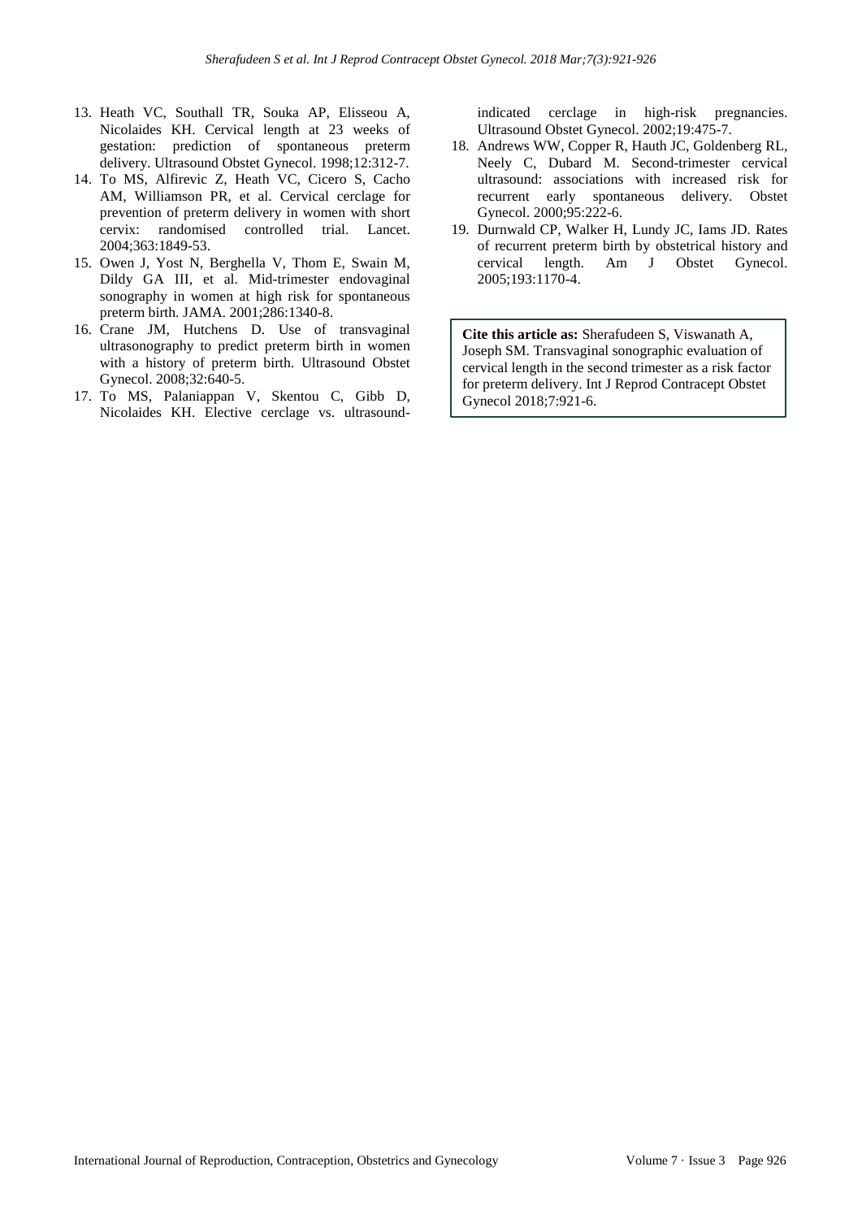13. Heath VC, Southall TR, Souka AP, Elisseou A, Nicolaides KH. Cervical length at 23 weeks of gestation: prediction of spontaneous preterm delivery. Ultrasound Obstet Gynecol. 1998;12:312-7.
14. To MS, Alfirevic Z, Heath VC, Cicero S, Cacho AM, Williamson PR, et al. Cervical cerclage for prevention of preterm delivery in women with short cervix: randomised controlled trial. Lancet. 2004;363:1849-53.
15. Owen J, Yost N, Berghella V, Thom E, Swain M, Dildy GA III, et al. Mid-trimester endovaginal sonography in women at high risk for spontaneous preterm birth. JAMA. 2001;286:1340-8.
16. Crane JM, Hutchens D. Use of transvaginal ultrasonography to predict preterm birth in women with a history of preterm birth. Ultrasound Obstet Gynecol. 2008;32:640-5.
17. To MS, Palaniappan V, Skentou C, Gibb D, Nicolaides KH. Elective cerclage vs. ultrasound-indicated cerclage in high-risk pregnancies. Ultrasound Obstet Gynecol. 2002;19:475-7.
18. Andrews WW, Copper R, Hauth JC, Goldenberg RL, Neely C, Dubard M. Second-trimester cervical ultrasound: associations with increased risk for recurrent early spontaneous delivery. Obstet Gynecol. 2000;95:222-6.
19. Durnwald CP, Walker H, Lundy JC, Iams JD. Rates of recurrent preterm birth by obstetrical history and cervical length. Am J Obstet Gynecol. 2005;193:1170-4.

**Cite this article as:** Sherafudeen S, Viswanath A, Joseph SM. Transvaginal sonographic evaluation of cervical length in the second trimester as a risk factor for preterm delivery. Int J Reprod Contracept Obstet Gynecol 2018;7:921-6.